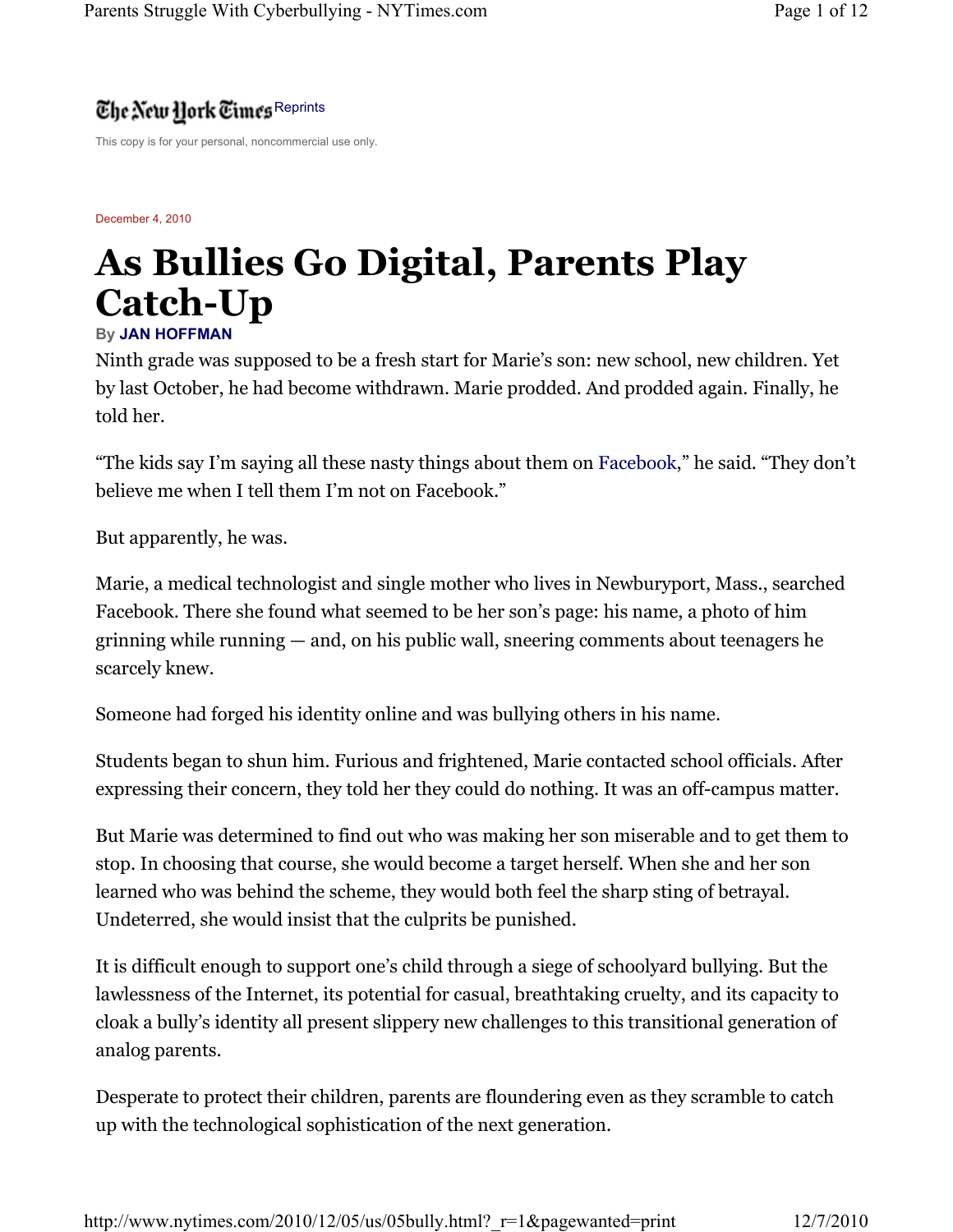The New York Times Reprints

This copy is for your personal, noncommercial use only.

December 4, 2010

# As Bullies Go Digital, Parents Play Catch-Up

By **JAN HOFFMAN**

Ninth grade was supposed to be a fresh start for Marie's son: new school, new children. Yet by last October, he had become withdrawn. Marie prodded. And prodded again. Finally, he told her.

"The kids say I'm saying all these nasty things about them on Facebook," he said. "They don't believe me when I tell them I'm not on Facebook."

But apparently, he was.

Marie, a medical technologist and single mother who lives in Newburyport, Mass., searched Facebook. There she found what seemed to be her son's page: his name, a photo of him grinning while running — and, on his public wall, sneering comments about teenagers he scarcely knew.

Someone had forged his identity online and was bullying others in his name.

Students began to shun him. Furious and frightened, Marie contacted school officials. After expressing their concern, they told her they could do nothing. It was an off-campus matter.

But Marie was determined to find out who was making her son miserable and to get them to stop. In choosing that course, she would become a target herself. When she and her son learned who was behind the scheme, they would both feel the sharp sting of betrayal. Undeterred, she would insist that the culprits be punished.

It is difficult enough to support one's child through a siege of schoolyard bullying. But the lawlessness of the Internet, its potential for casual, breathtaking cruelty, and its capacity to cloak a bully's identity all present slippery new challenges to this transitional generation of analog parents.

Desperate to protect their children, parents are floundering even as they scramble to catch up with the technological sophistication of the next generation.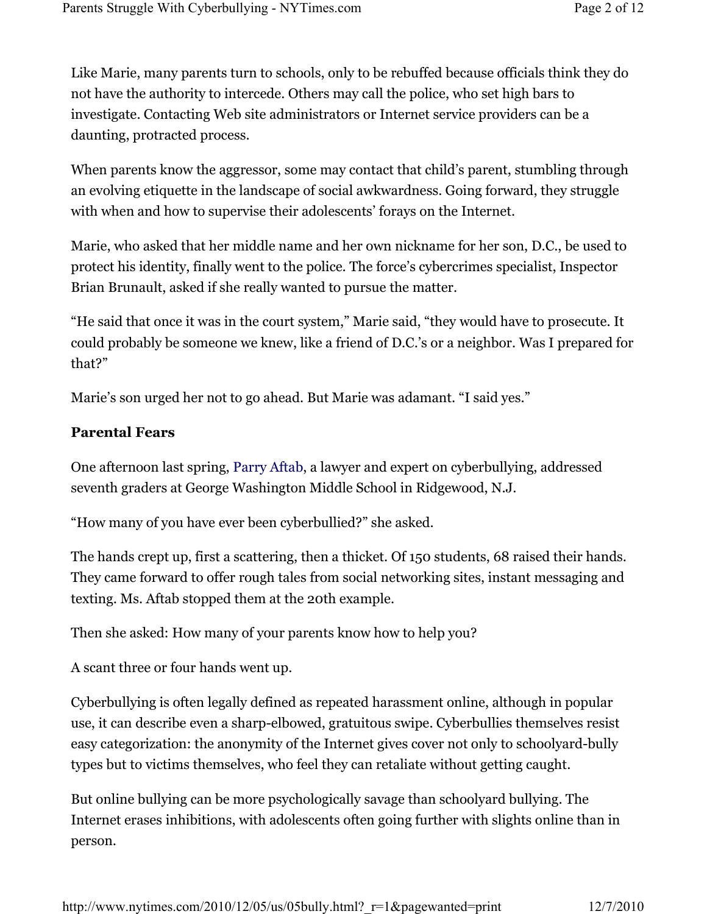Like Marie, many parents turn to schools, only to be rebuffed because officials think they do not have the authority to intercede. Others may call the police, who set high bars to investigate. Contacting Web site administrators or Internet service providers can be a daunting, protracted process.

When parents know the aggressor, some may contact that child's parent, stumbling through an evolving etiquette in the landscape of social awkwardness. Going forward, they struggle with when and how to supervise their adolescents' forays on the Internet.

Marie, who asked that her middle name and her own nickname for her son, D.C., be used to protect his identity, finally went to the police. The force's cybercrimes specialist, Inspector Brian Brunault, asked if she really wanted to pursue the matter.

"He said that once it was in the court system," Marie said, "they would have to prosecute. It could probably be someone we knew, like a friend of D.C.'s or a neighbor. Was I prepared for that?"

Marie's son urged her not to go ahead. But Marie was adamant. "I said yes."

**Parental Fears**

One afternoon last spring, Parry Aftab, a lawyer and expert on cyberbullying, addressed seventh graders at George Washington Middle School in Ridgewood, N.J.

"How many of you have ever been cyberbullied?" she asked.

The hands crept up, first a scattering, then a thicket. Of 150 students, 68 raised their hands. They came forward to offer rough tales from social networking sites, instant messaging and texting. Ms. Aftab stopped them at the 20th example.

Then she asked: How many of your parents know how to help you?

A scant three or four hands went up.

Cyberbullying is often legally defined as repeated harassment online, although in popular use, it can describe even a sharp-elbowed, gratuitous swipe. Cyberbullies themselves resist easy categorization: the anonymity of the Internet gives cover not only to schoolyard-bully types but to victims themselves, who feel they can retaliate without getting caught.

But online bullying can be more psychologically savage than schoolyard bullying. The Internet erases inhibitions, with adolescents often going further with slights online than in person.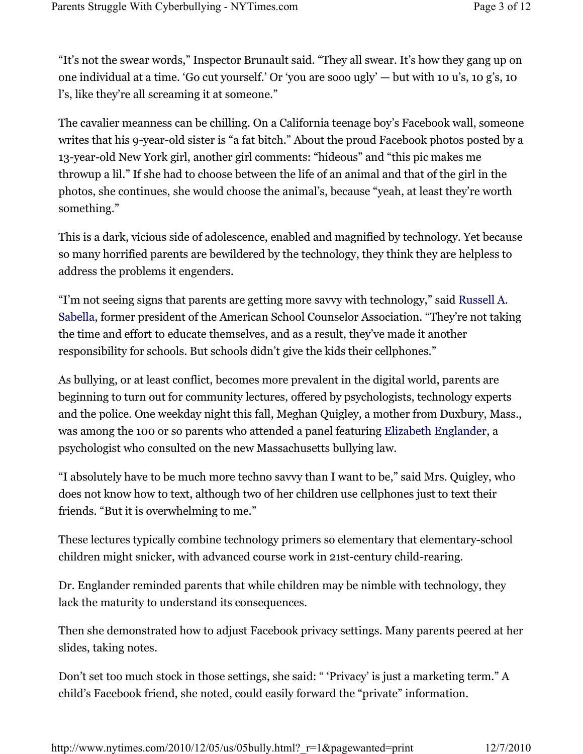"It's not the swear words," Inspector Brunault said. "They all swear. It's how they gang up on one individual at a time. 'Go cut yourself.' Or 'you are sooo ugly' — but with 10 u's, 10 g's, 10 l's, like they're all screaming it at someone."

The cavalier meanness can be chilling. On a California teenage boy's Facebook wall, someone writes that his 9-year-old sister is "a fat bitch." About the proud Facebook photos posted by a 13-year-old New York girl, another girl comments: "hideous" and "this pic makes me throwup a lil." If she had to choose between the life of an animal and that of the girl in the photos, she continues, she would choose the animal's, because "yeah, at least they're worth something."

This is a dark, vicious side of adolescence, enabled and magnified by technology. Yet because so many horrified parents are bewildered by the technology, they think they are helpless to address the problems it engenders.

"I'm not seeing signs that parents are getting more savvy with technology," said Russell A. Sabella, former president of the American School Counselor Association. "They're not taking the time and effort to educate themselves, and as a result, they've made it another responsibility for schools. But schools didn't give the kids their cellphones."

As bullying, or at least conflict, becomes more prevalent in the digital world, parents are beginning to turn out for community lectures, offered by psychologists, technology experts and the police. One weekday night this fall, Meghan Quigley, a mother from Duxbury, Mass., was among the 100 or so parents who attended a panel featuring Elizabeth Englander, a psychologist who consulted on the new Massachusetts bullying law.

"I absolutely have to be much more techno savvy than I want to be," said Mrs. Quigley, who does not know how to text, although two of her children use cellphones just to text their friends. "But it is overwhelming to me."

These lectures typically combine technology primers so elementary that elementary-school children might snicker, with advanced course work in 21st-century child-rearing.

Dr. Englander reminded parents that while children may be nimble with technology, they lack the maturity to understand its consequences.

Then she demonstrated how to adjust Facebook privacy settings. Many parents peered at her slides, taking notes.

Don't set too much stock in those settings, she said: " 'Privacy' is just a marketing term." A child's Facebook friend, she noted, could easily forward the "private" information.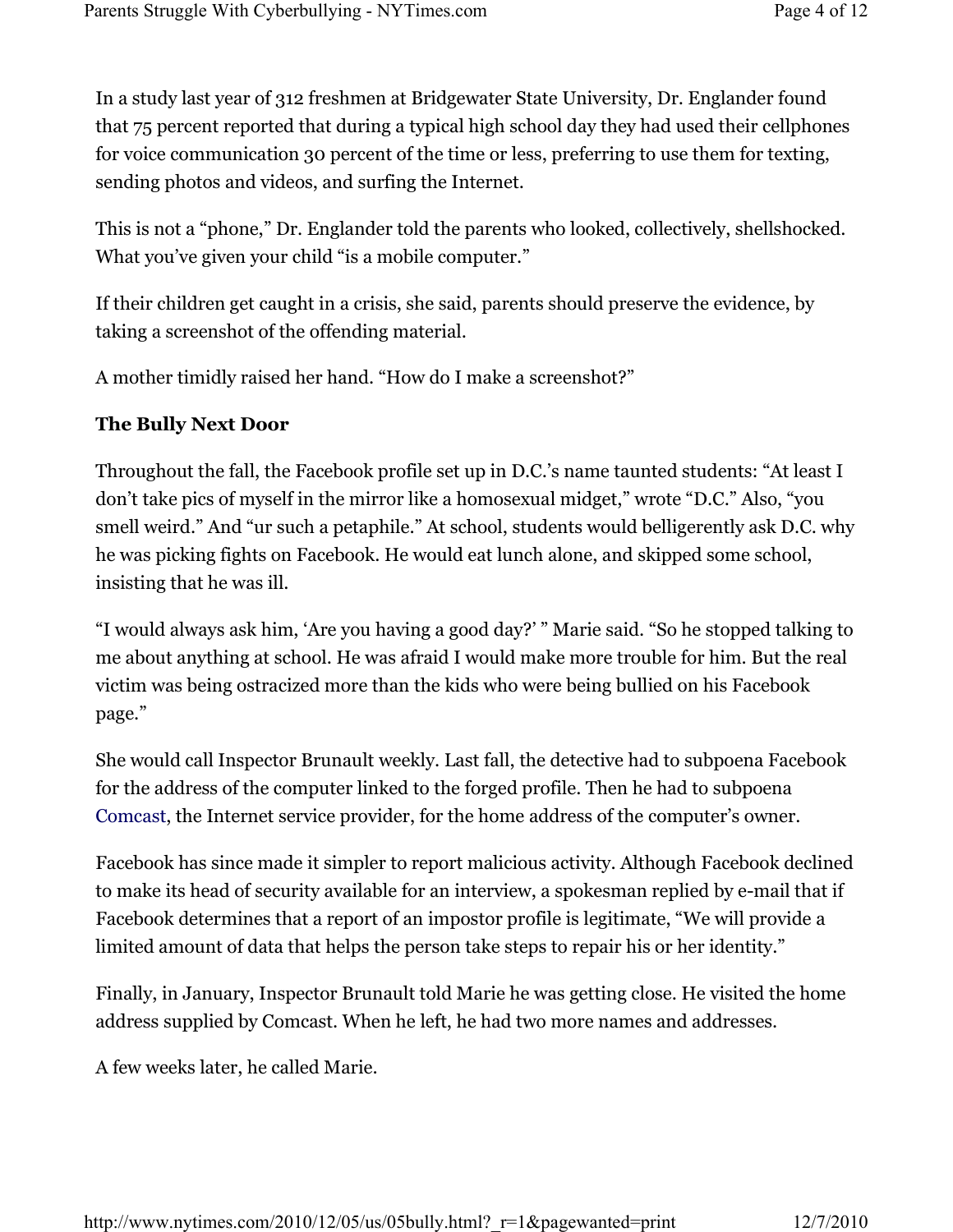In a study last year of 312 freshmen at Bridgewater State University, Dr. Englander found that 75 percent reported that during a typical high school day they had used their cellphones for voice communication 30 percent of the time or less, preferring to use them for texting, sending photos and videos, and surfing the Internet.

This is not a "phone," Dr. Englander told the parents who looked, collectively, shellshocked. What you've given your child "is a mobile computer."

If their children get caught in a crisis, she said, parents should preserve the evidence, by taking a screenshot of the offending material.

A mother timidly raised her hand. "How do I make a screenshot?"

**The Bully Next Door**

Throughout the fall, the Facebook profile set up in D.C.'s name taunted students: "At least I don't take pics of myself in the mirror like a homosexual midget," wrote "D.C." Also, "you smell weird." And "ur such a petaphile." At school, students would belligerently ask D.C. why he was picking fights on Facebook. He would eat lunch alone, and skipped some school, insisting that he was ill.

"I would always ask him, 'Are you having a good day?' " Marie said. "So he stopped talking to me about anything at school. He was afraid I would make more trouble for him. But the real victim was being ostracized more than the kids who were being bullied on his Facebook page."

She would call Inspector Brunault weekly. Last fall, the detective had to subpoena Facebook for the address of the computer linked to the forged profile. Then he had to subpoena Comcast, the Internet service provider, for the home address of the computer's owner.

Facebook has since made it simpler to report malicious activity. Although Facebook declined to make its head of security available for an interview, a spokesman replied by e-mail that if Facebook determines that a report of an impostor profile is legitimate, "We will provide a limited amount of data that helps the person take steps to repair his or her identity."

Finally, in January, Inspector Brunault told Marie he was getting close. He visited the home address supplied by Comcast. When he left, he had two more names and addresses.

A few weeks later, he called Marie.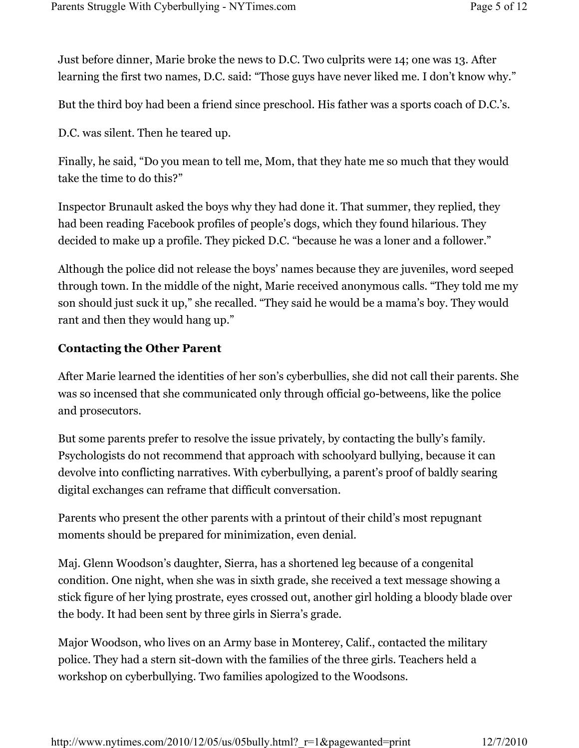Just before dinner, Marie broke the news to D.C. Two culprits were 14; one was 13. After learning the first two names, D.C. said: "Those guys have never liked me. I don't know why."

But the third boy had been a friend since preschool. His father was a sports coach of D.C.'s.

D.C. was silent. Then he teared up.

Finally, he said, "Do you mean to tell me, Mom, that they hate me so much that they would take the time to do this?"

Inspector Brunault asked the boys why they had done it. That summer, they replied, they had been reading Facebook profiles of people's dogs, which they found hilarious. They decided to make up a profile. They picked D.C. "because he was a loner and a follower."

Although the police did not release the boys' names because they are juveniles, word seeped through town. In the middle of the night, Marie received anonymous calls. "They told me my son should just suck it up," she recalled. "They said he would be a mama's boy. They would rant and then they would hang up."

**Contacting the Other Parent**

After Marie learned the identities of her son's cyberbullies, she did not call their parents. She was so incensed that she communicated only through official go-betweens, like the police and prosecutors.

But some parents prefer to resolve the issue privately, by contacting the bully's family. Psychologists do not recommend that approach with schoolyard bullying, because it can devolve into conflicting narratives. With cyberbullying, a parent's proof of baldly searing digital exchanges can reframe that difficult conversation.

Parents who present the other parents with a printout of their child's most repugnant moments should be prepared for minimization, even denial.

Maj. Glenn Woodson's daughter, Sierra, has a shortened leg because of a congenital condition. One night, when she was in sixth grade, she received a text message showing a stick figure of her lying prostrate, eyes crossed out, another girl holding a bloody blade over the body. It had been sent by three girls in Sierra's grade.

Major Woodson, who lives on an Army base in Monterey, Calif., contacted the military police. They had a stern sit-down with the families of the three girls. Teachers held a workshop on cyberbullying. Two families apologized to the Woodsons.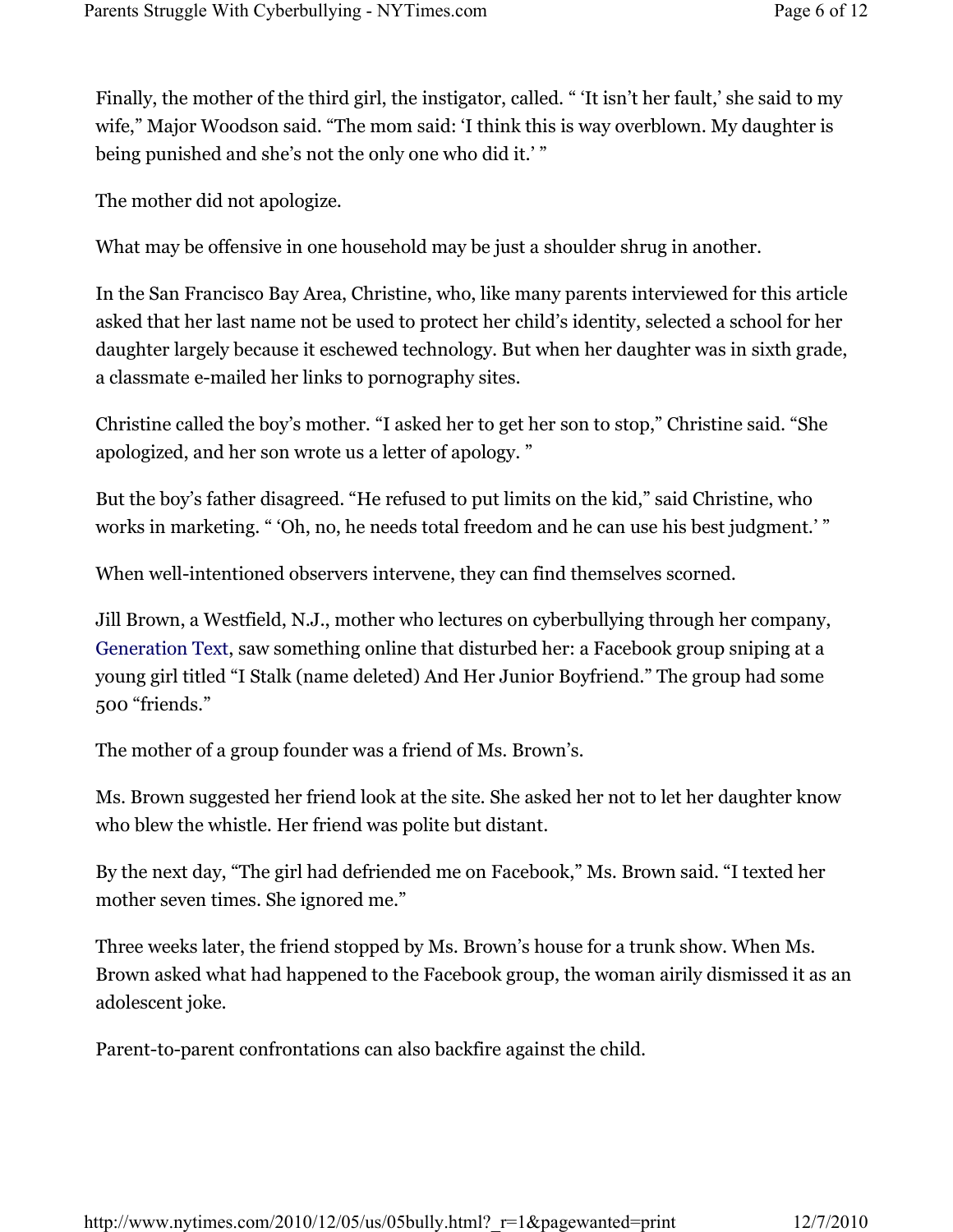Finally, the mother of the third girl, the instigator, called. " 'It isn't her fault,' she said to my wife," Major Woodson said. "The mom said: 'I think this is way overblown. My daughter is being punished and she's not the only one who did it.' "

The mother did not apologize.

What may be offensive in one household may be just a shoulder shrug in another.

In the San Francisco Bay Area, Christine, who, like many parents interviewed for this article asked that her last name not be used to protect her child's identity, selected a school for her daughter largely because it eschewed technology. But when her daughter was in sixth grade, a classmate e-mailed her links to pornography sites.

Christine called the boy's mother. "I asked her to get her son to stop," Christine said. "She apologized, and her son wrote us a letter of apology. "

But the boy's father disagreed. "He refused to put limits on the kid," said Christine, who works in marketing. " 'Oh, no, he needs total freedom and he can use his best judgment.' "

When well-intentioned observers intervene, they can find themselves scorned.

Jill Brown, a Westfield, N.J., mother who lectures on cyberbullying through her company, Generation Text, saw something online that disturbed her: a Facebook group sniping at a young girl titled "I Stalk (name deleted) And Her Junior Boyfriend." The group had some 500 "friends."

The mother of a group founder was a friend of Ms. Brown's.

Ms. Brown suggested her friend look at the site. She asked her not to let her daughter know who blew the whistle. Her friend was polite but distant.

By the next day, "The girl had defriended me on Facebook," Ms. Brown said. "I texted her mother seven times. She ignored me."

Three weeks later, the friend stopped by Ms. Brown's house for a trunk show. When Ms. Brown asked what had happened to the Facebook group, the woman airily dismissed it as an adolescent joke.

Parent-to-parent confrontations can also backfire against the child.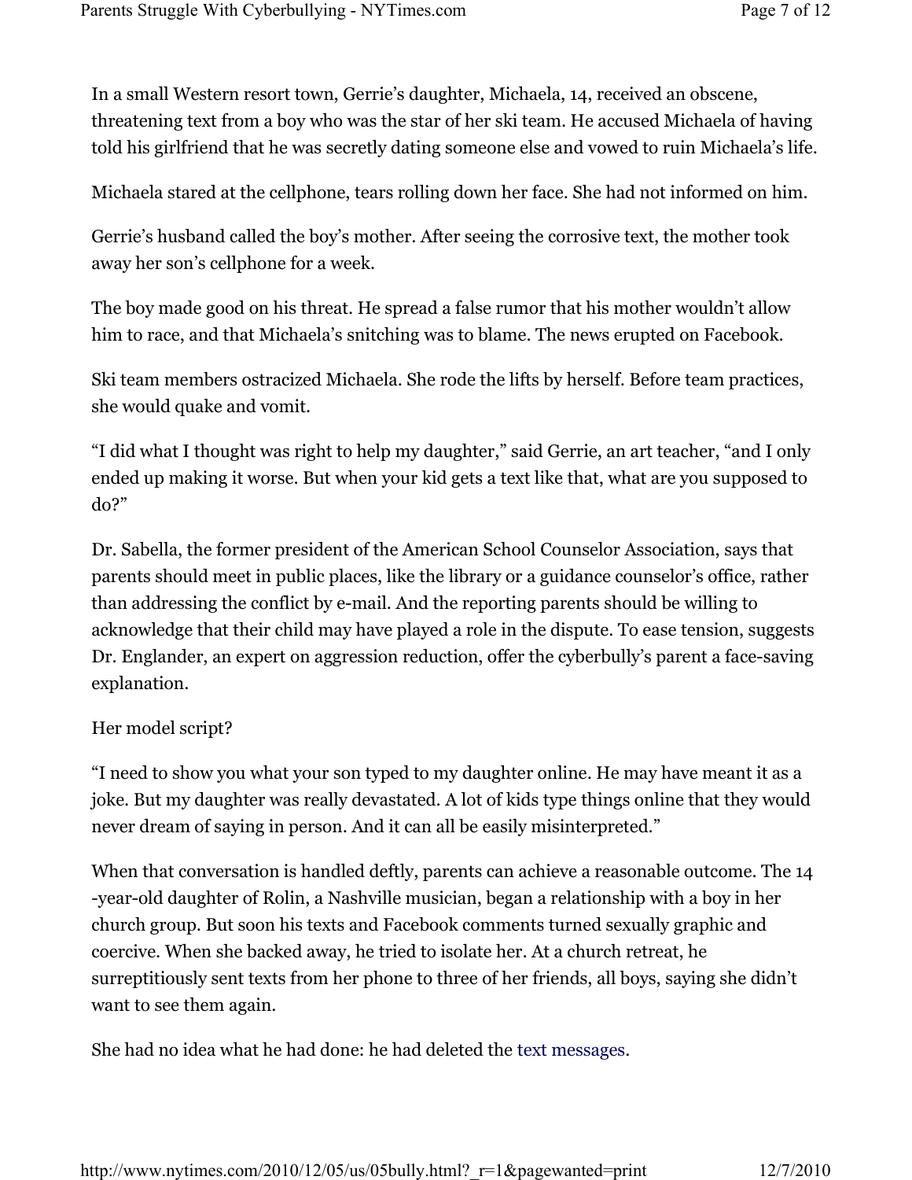In a small Western resort town, Gerrie's daughter, Michaela, 14, received an obscene, threatening text from a boy who was the star of her ski team. He accused Michaela of having told his girlfriend that he was secretly dating someone else and vowed to ruin Michaela's life.

Michaela stared at the cellphone, tears rolling down her face. She had not informed on him.

Gerrie's husband called the boy's mother. After seeing the corrosive text, the mother took away her son's cellphone for a week.

The boy made good on his threat. He spread a false rumor that his mother wouldn't allow him to race, and that Michaela's snitching was to blame. The news erupted on Facebook.

Ski team members ostracized Michaela. She rode the lifts by herself. Before team practices, she would quake and vomit.

"I did what I thought was right to help my daughter," said Gerrie, an art teacher, "and I only ended up making it worse. But when your kid gets a text like that, what are you supposed to do?"

Dr. Sabella, the former president of the American School Counselor Association, says that parents should meet in public places, like the library or a guidance counselor's office, rather than addressing the conflict by e-mail. And the reporting parents should be willing to acknowledge that their child may have played a role in the dispute. To ease tension, suggests Dr. Englander, an expert on aggression reduction, offer the cyberbully's parent a face-saving explanation.

Her model script?

"I need to show you what your son typed to my daughter online. He may have meant it as a joke. But my daughter was really devastated. A lot of kids type things online that they would never dream of saying in person. And it can all be easily misinterpreted."

When that conversation is handled deftly, parents can achieve a reasonable outcome. The 14-year-old daughter of Rolin, a Nashville musician, began a relationship with a boy in her church group. But soon his texts and Facebook comments turned sexually graphic and coercive. When she backed away, he tried to isolate her. At a church retreat, he surreptitiously sent texts from her phone to three of her friends, all boys, saying she didn't want to see them again.

She had no idea what he had done: he had deleted the text messages.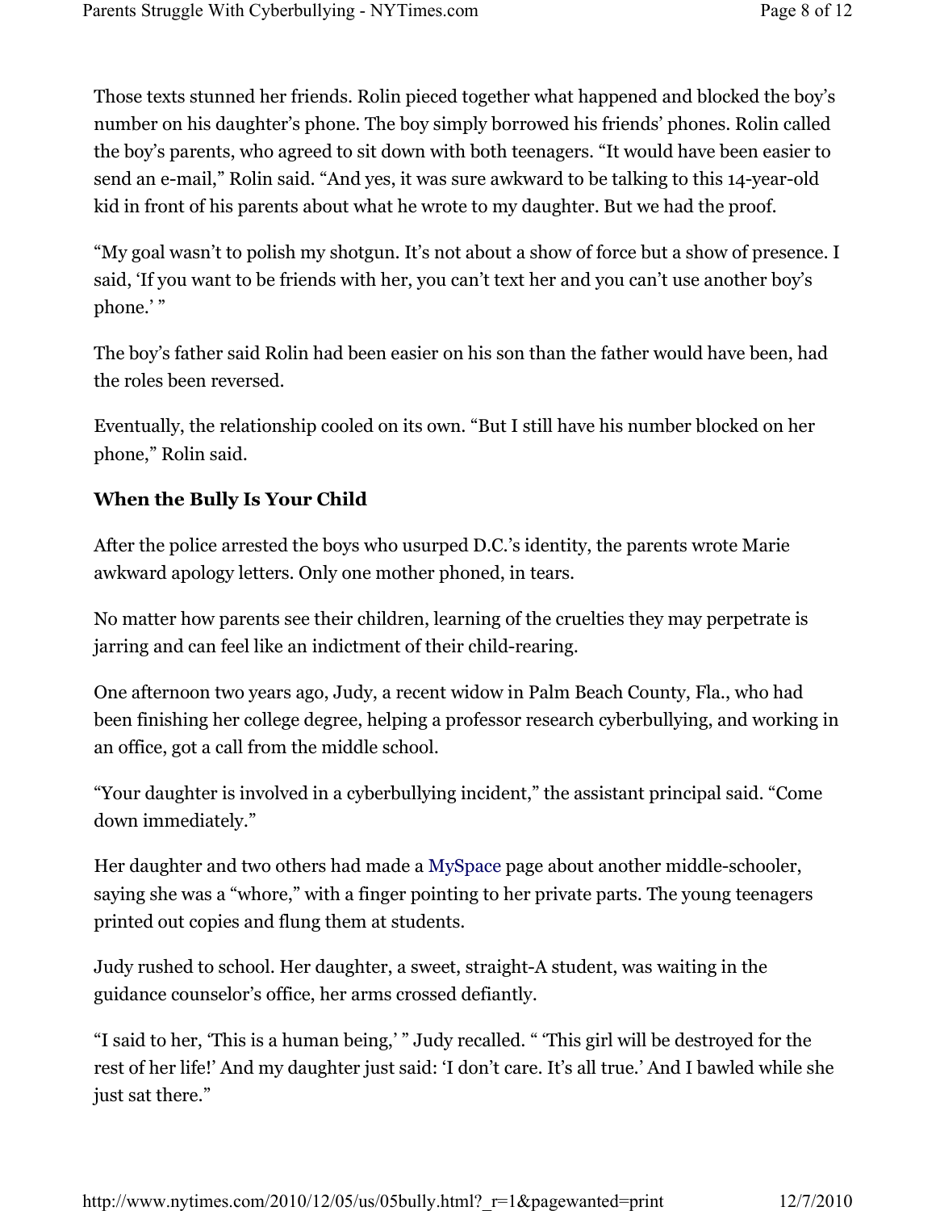Those texts stunned her friends. Rolin pieced together what happened and blocked the boy's number on his daughter's phone. The boy simply borrowed his friends' phones. Rolin called the boy's parents, who agreed to sit down with both teenagers. "It would have been easier to send an e-mail," Rolin said. "And yes, it was sure awkward to be talking to this 14-year-old kid in front of his parents about what he wrote to my daughter. But we had the proof.

"My goal wasn't to polish my shotgun. It's not about a show of force but a show of presence. I said, 'If you want to be friends with her, you can't text her and you can't use another boy's phone.' "

The boy's father said Rolin had been easier on his son than the father would have been, had the roles been reversed.

Eventually, the relationship cooled on its own. "But I still have his number blocked on her phone," Rolin said.

**When the Bully Is Your Child**

After the police arrested the boys who usurped D.C.'s identity, the parents wrote Marie awkward apology letters. Only one mother phoned, in tears.

No matter how parents see their children, learning of the cruelties they may perpetrate is jarring and can feel like an indictment of their child-rearing.

One afternoon two years ago, Judy, a recent widow in Palm Beach County, Fla., who had been finishing her college degree, helping a professor research cyberbullying, and working in an office, got a call from the middle school.

"Your daughter is involved in a cyberbullying incident," the assistant principal said. "Come down immediately."

Her daughter and two others had made a MySpace page about another middle-schooler, saying she was a "whore," with a finger pointing to her private parts. The young teenagers printed out copies and flung them at students.

Judy rushed to school. Her daughter, a sweet, straight-A student, was waiting in the guidance counselor's office, her arms crossed defiantly.

"I said to her, 'This is a human being,' " Judy recalled. " 'This girl will be destroyed for the rest of her life!' And my daughter just said: 'I don't care. It's all true.' And I bawled while she just sat there."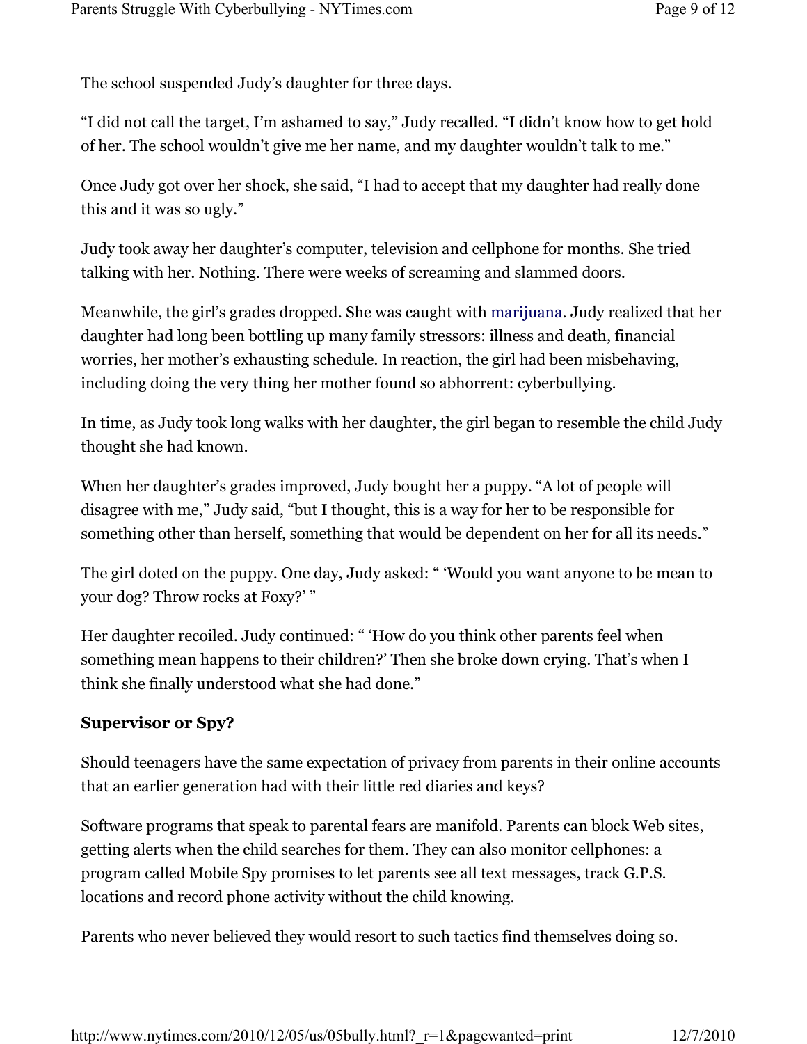The school suspended Judy's daughter for three days.

"I did not call the target, I'm ashamed to say," Judy recalled. "I didn't know how to get hold of her. The school wouldn't give me her name, and my daughter wouldn't talk to me."

Once Judy got over her shock, she said, "I had to accept that my daughter had really done this and it was so ugly."

Judy took away her daughter's computer, television and cellphone for months. She tried talking with her. Nothing. There were weeks of screaming and slammed doors.

Meanwhile, the girl's grades dropped. She was caught with marijuana. Judy realized that her daughter had long been bottling up many family stressors: illness and death, financial worries, her mother's exhausting schedule. In reaction, the girl had been misbehaving, including doing the very thing her mother found so abhorrent: cyberbullying.

In time, as Judy took long walks with her daughter, the girl began to resemble the child Judy thought she had known.

When her daughter's grades improved, Judy bought her a puppy. "A lot of people will disagree with me," Judy said, "but I thought, this is a way for her to be responsible for something other than herself, something that would be dependent on her for all its needs."

The girl doted on the puppy. One day, Judy asked: " 'Would you want anyone to be mean to your dog? Throw rocks at Foxy?' "

Her daughter recoiled. Judy continued: " 'How do you think other parents feel when something mean happens to their children?' Then she broke down crying. That's when I think she finally understood what she had done."

**Supervisor or Spy?**

Should teenagers have the same expectation of privacy from parents in their online accounts that an earlier generation had with their little red diaries and keys?

Software programs that speak to parental fears are manifold. Parents can block Web sites, getting alerts when the child searches for them. They can also monitor cellphones: a program called Mobile Spy promises to let parents see all text messages, track G.P.S. locations and record phone activity without the child knowing.

Parents who never believed they would resort to such tactics find themselves doing so.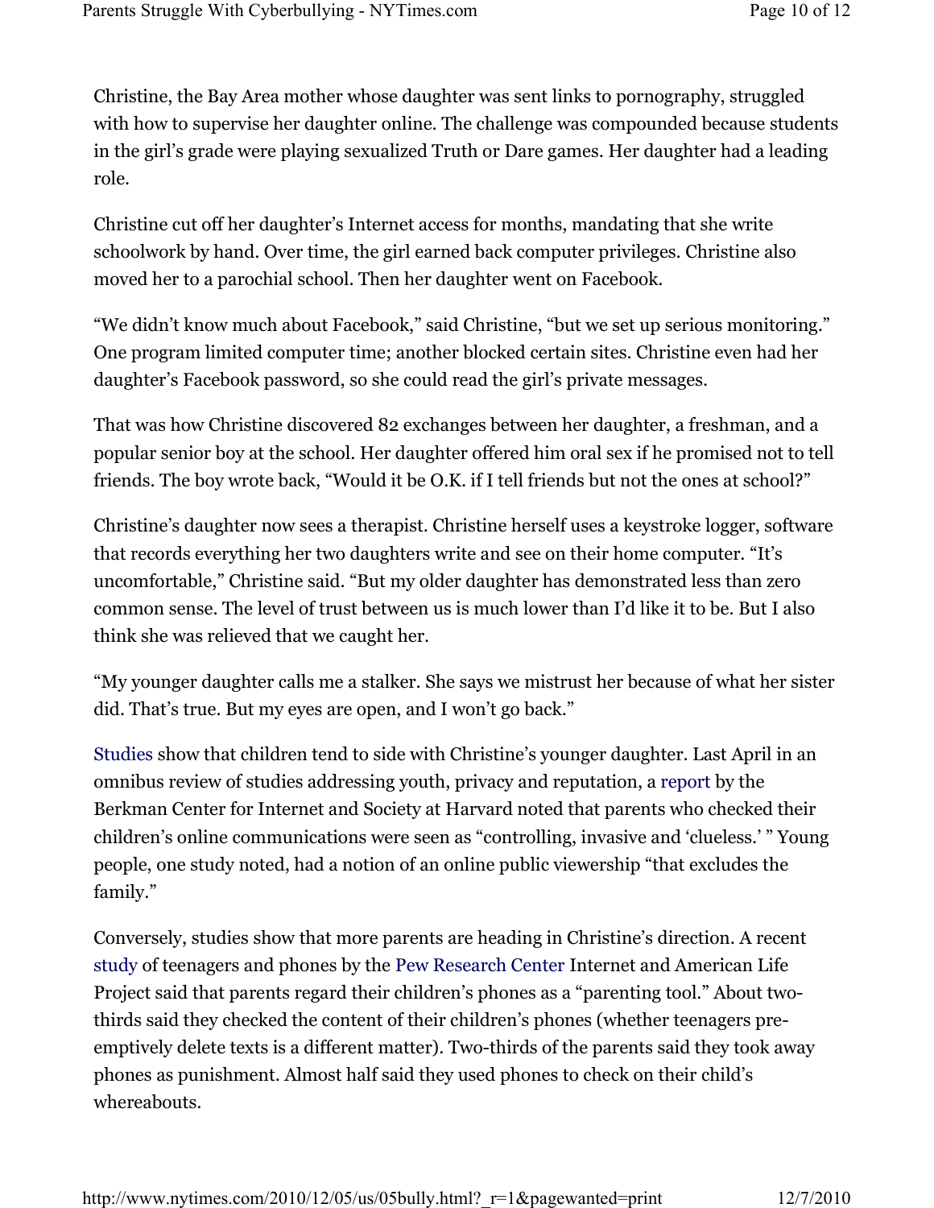Christine, the Bay Area mother whose daughter was sent links to pornography, struggled with how to supervise her daughter online. The challenge was compounded because students in the girl's grade were playing sexualized Truth or Dare games. Her daughter had a leading role.

Christine cut off her daughter's Internet access for months, mandating that she write schoolwork by hand. Over time, the girl earned back computer privileges. Christine also moved her to a parochial school. Then her daughter went on Facebook.

"We didn't know much about Facebook," said Christine, "but we set up serious monitoring." One program limited computer time; another blocked certain sites. Christine even had her daughter's Facebook password, so she could read the girl's private messages.

That was how Christine discovered 82 exchanges between her daughter, a freshman, and a popular senior boy at the school. Her daughter offered him oral sex if he promised not to tell friends. The boy wrote back, "Would it be O.K. if I tell friends but not the ones at school?"

Christine's daughter now sees a therapist. Christine herself uses a keystroke logger, software that records everything her two daughters write and see on their home computer. "It's uncomfortable," Christine said. "But my older daughter has demonstrated less than zero common sense. The level of trust between us is much lower than I'd like it to be. But I also think she was relieved that we caught her.

"My younger daughter calls me a stalker. She says we mistrust her because of what her sister did. That's true. But my eyes are open, and I won't go back."

Studies show that children tend to side with Christine's younger daughter. Last April in an omnibus review of studies addressing youth, privacy and reputation, a report by the Berkman Center for Internet and Society at Harvard noted that parents who checked their children's online communications were seen as "controlling, invasive and 'clueless.' " Young people, one study noted, had a notion of an online public viewership "that excludes the family."

Conversely, studies show that more parents are heading in Christine's direction. A recent study of teenagers and phones by the Pew Research Center Internet and American Life Project said that parents regard their children's phones as a "parenting tool." About two-thirds said they checked the content of their children's phones (whether teenagers pre-emptively delete texts is a different matter). Two-thirds of the parents said they took away phones as punishment. Almost half said they used phones to check on their child's whereabouts.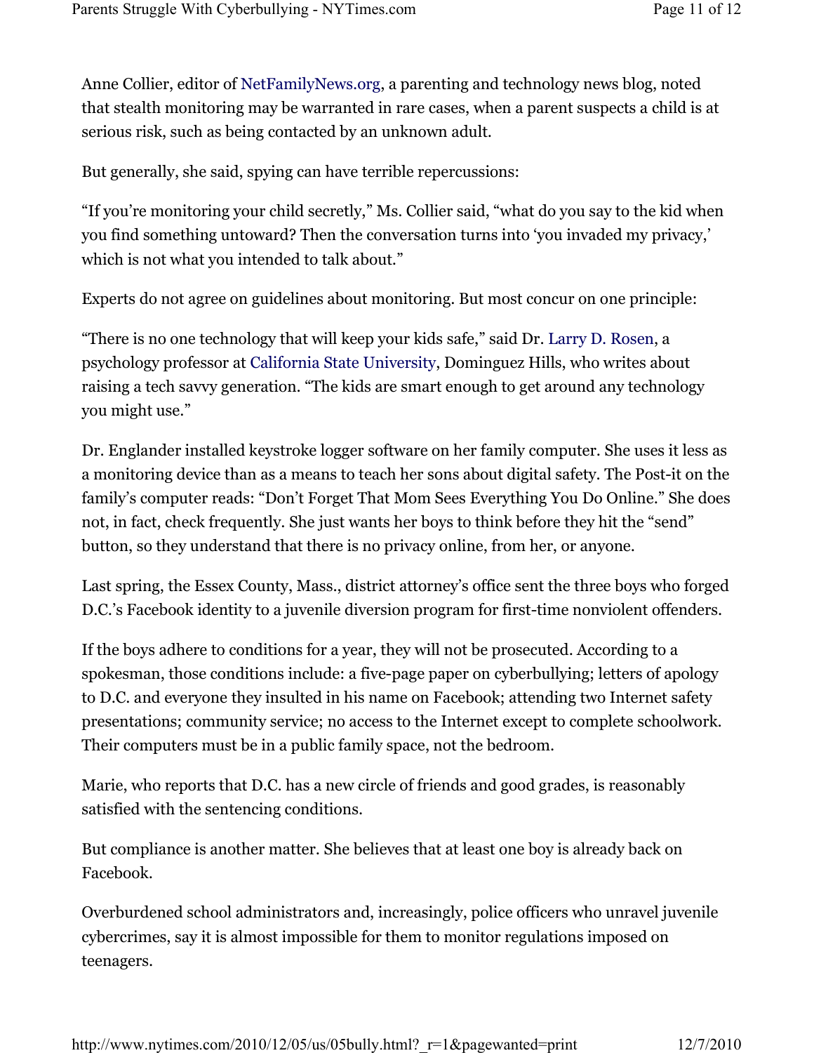Anne Collier, editor of NetFamilyNews.org, a parenting and technology news blog, noted that stealth monitoring may be warranted in rare cases, when a parent suspects a child is at serious risk, such as being contacted by an unknown adult.

But generally, she said, spying can have terrible repercussions:

"If you're monitoring your child secretly," Ms. Collier said, "what do you say to the kid when you find something untoward? Then the conversation turns into 'you invaded my privacy,' which is not what you intended to talk about."

Experts do not agree on guidelines about monitoring. But most concur on one principle:

"There is no one technology that will keep your kids safe," said Dr. Larry D. Rosen, a psychology professor at California State University, Dominguez Hills, who writes about raising a tech savvy generation. "The kids are smart enough to get around any technology you might use."

Dr. Englander installed keystroke logger software on her family computer. She uses it less as a monitoring device than as a means to teach her sons about digital safety. The Post-it on the family's computer reads: "Don't Forget That Mom Sees Everything You Do Online." She does not, in fact, check frequently. She just wants her boys to think before they hit the "send" button, so they understand that there is no privacy online, from her, or anyone.

Last spring, the Essex County, Mass., district attorney's office sent the three boys who forged D.C.'s Facebook identity to a juvenile diversion program for first-time nonviolent offenders.

If the boys adhere to conditions for a year, they will not be prosecuted. According to a spokesman, those conditions include: a five-page paper on cyberbullying; letters of apology to D.C. and everyone they insulted in his name on Facebook; attending two Internet safety presentations; community service; no access to the Internet except to complete schoolwork. Their computers must be in a public family space, not the bedroom.

Marie, who reports that D.C. has a new circle of friends and good grades, is reasonably satisfied with the sentencing conditions.

But compliance is another matter. She believes that at least one boy is already back on Facebook.

Overburdened school administrators and, increasingly, police officers who unravel juvenile cybercrimes, say it is almost impossible for them to monitor regulations imposed on teenagers.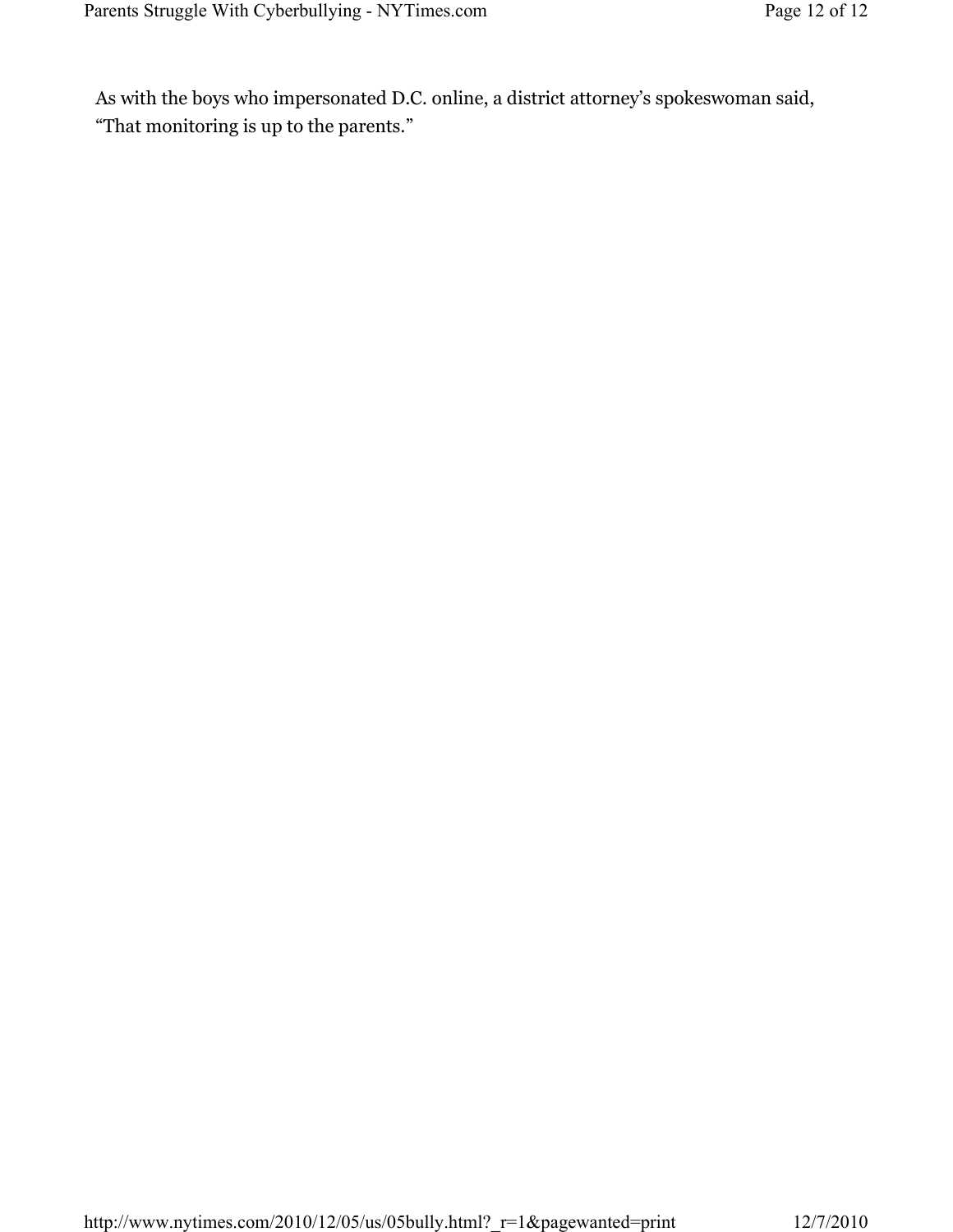As with the boys who impersonated D.C. online, a district attorney's spokeswoman said, "That monitoring is up to the parents."